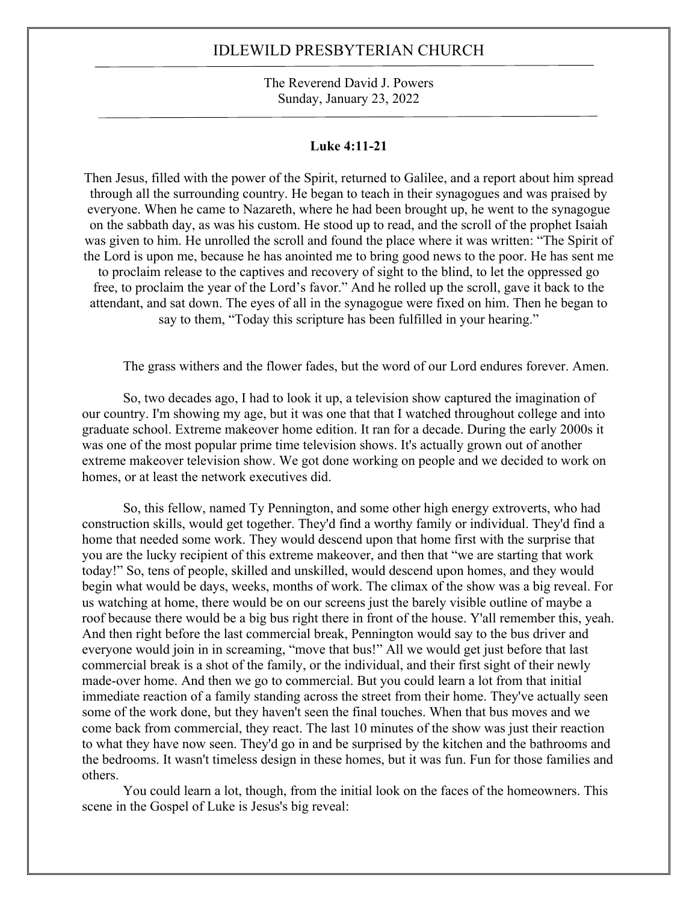# IDLEWILD PRESBYTERIAN CHURCH

The Reverend David J. Powers
Sunday, January 23, 2022

## Luke 4:11-21

Then Jesus, filled with the power of the Spirit, returned to Galilee, and a report about him spread through all the surrounding country. He began to teach in their synagogues and was praised by everyone. When he came to Nazareth, where he had been brought up, he went to the synagogue on the sabbath day, as was his custom. He stood up to read, and the scroll of the prophet Isaiah was given to him. He unrolled the scroll and found the place where it was written: "The Spirit of the Lord is upon me, because he has anointed me to bring good news to the poor. He has sent me to proclaim release to the captives and recovery of sight to the blind, to let the oppressed go free, to proclaim the year of the Lord's favor." And he rolled up the scroll, gave it back to the attendant, and sat down. The eyes of all in the synagogue were fixed on him. Then he began to say to them, "Today this scripture has been fulfilled in your hearing."

The grass withers and the flower fades, but the word of our Lord endures forever. Amen.

So, two decades ago, I had to look it up, a television show captured the imagination of our country. I'm showing my age, but it was one that that I watched throughout college and into graduate school. Extreme makeover home edition. It ran for a decade. During the early 2000s it was one of the most popular prime time television shows. It's actually grown out of another extreme makeover television show. We got done working on people and we decided to work on homes, or at least the network executives did.

So, this fellow, named Ty Pennington, and some other high energy extroverts, who had construction skills, would get together. They'd find a worthy family or individual. They'd find a home that needed some work. They would descend upon that home first with the surprise that you are the lucky recipient of this extreme makeover, and then that "we are starting that work today!" So, tens of people, skilled and unskilled, would descend upon homes, and they would begin what would be days, weeks, months of work. The climax of the show was a big reveal. For us watching at home, there would be on our screens just the barely visible outline of maybe a roof because there would be a big bus right there in front of the house. Y'all remember this, yeah. And then right before the last commercial break, Pennington would say to the bus driver and everyone would join in in screaming, "move that bus!" All we would get just before that last commercial break is a shot of the family, or the individual, and their first sight of their newly made-over home. And then we go to commercial. But you could learn a lot from that initial immediate reaction of a family standing across the street from their home. They've actually seen some of the work done, but they haven't seen the final touches. When that bus moves and we come back from commercial, they react. The last 10 minutes of the show was just their reaction to what they have now seen. They'd go in and be surprised by the kitchen and the bathrooms and the bedrooms. It wasn't timeless design in these homes, but it was fun. Fun for those families and others.

You could learn a lot, though, from the initial look on the faces of the homeowners. This scene in the Gospel of Luke is Jesus's big reveal: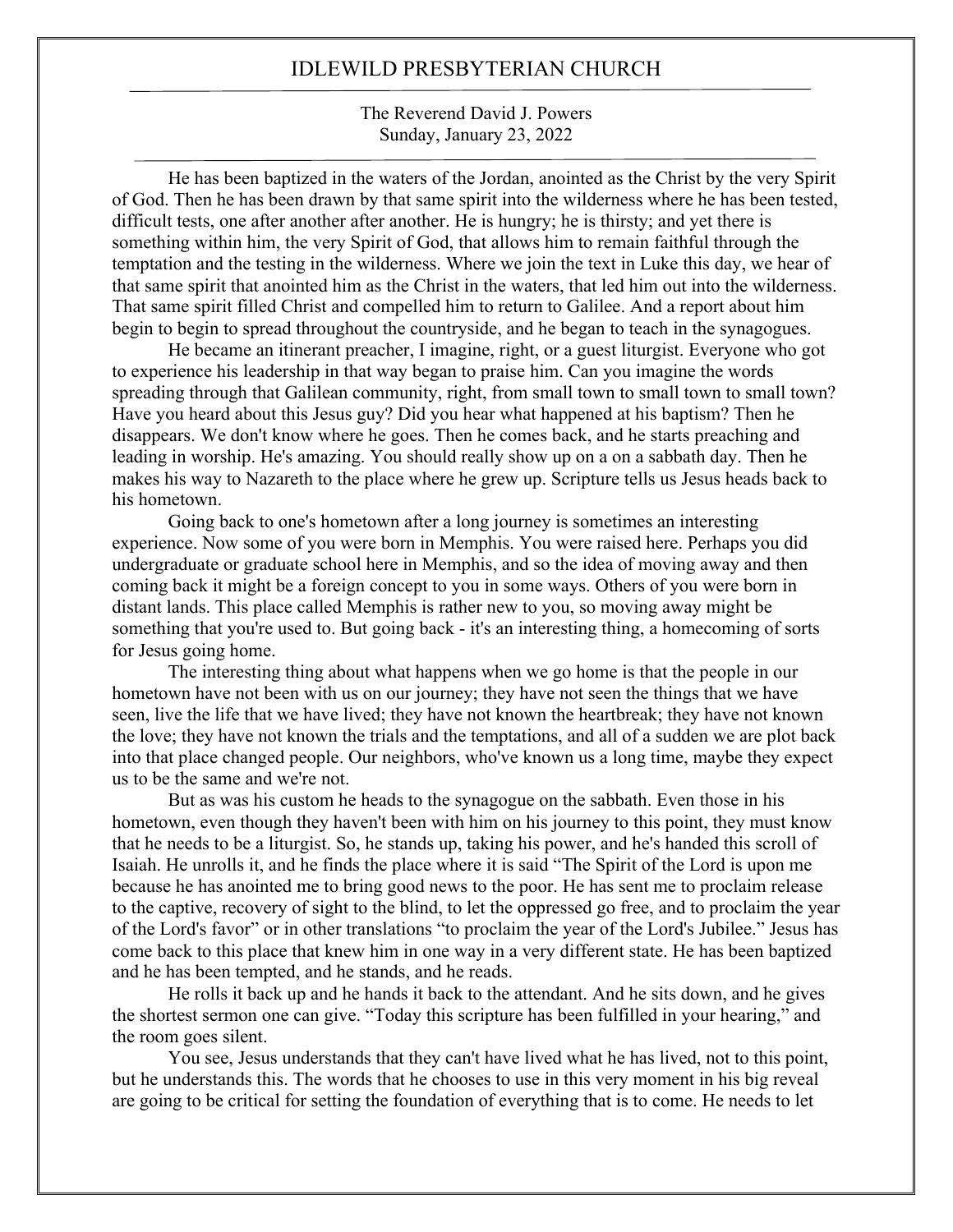# IDLEWILD PRESBYTERIAN CHURCH

The Reverend David J. Powers
Sunday, January 23, 2022

He has been baptized in the waters of the Jordan, anointed as the Christ by the very Spirit of God. Then he has been drawn by that same spirit into the wilderness where he has been tested, difficult tests, one after another after another. He is hungry; he is thirsty; and yet there is something within him, the very Spirit of God, that allows him to remain faithful through the temptation and the testing in the wilderness. Where we join the text in Luke this day, we hear of that same spirit that anointed him as the Christ in the waters, that led him out into the wilderness. That same spirit filled Christ and compelled him to return to Galilee. And a report about him begin to begin to spread throughout the countryside, and he began to teach in the synagogues.

He became an itinerant preacher, I imagine, right, or a guest liturgist. Everyone who got to experience his leadership in that way began to praise him. Can you imagine the words spreading through that Galilean community, right, from small town to small town to small town? Have you heard about this Jesus guy? Did you hear what happened at his baptism? Then he disappears. We don't know where he goes. Then he comes back, and he starts preaching and leading in worship. He's amazing. You should really show up on a on a sabbath day. Then he makes his way to Nazareth to the place where he grew up. Scripture tells us Jesus heads back to his hometown.

Going back to one's hometown after a long journey is sometimes an interesting experience. Now some of you were born in Memphis. You were raised here. Perhaps you did undergraduate or graduate school here in Memphis, and so the idea of moving away and then coming back it might be a foreign concept to you in some ways. Others of you were born in distant lands. This place called Memphis is rather new to you, so moving away might be something that you're used to. But going back - it's an interesting thing, a homecoming of sorts for Jesus going home.

The interesting thing about what happens when we go home is that the people in our hometown have not been with us on our journey; they have not seen the things that we have seen, live the life that we have lived; they have not known the heartbreak; they have not known the love; they have not known the trials and the temptations, and all of a sudden we are plot back into that place changed people. Our neighbors, who've known us a long time, maybe they expect us to be the same and we're not.

But as was his custom he heads to the synagogue on the sabbath. Even those in his hometown, even though they haven't been with him on his journey to this point, they must know that he needs to be a liturgist. So, he stands up, taking his power, and he's handed this scroll of Isaiah. He unrolls it, and he finds the place where it is said "The Spirit of the Lord is upon me because he has anointed me to bring good news to the poor. He has sent me to proclaim release to the captive, recovery of sight to the blind, to let the oppressed go free, and to proclaim the year of the Lord's favor" or in other translations "to proclaim the year of the Lord's Jubilee." Jesus has come back to this place that knew him in one way in a very different state. He has been baptized and he has been tempted, and he stands, and he reads.

He rolls it back up and he hands it back to the attendant. And he sits down, and he gives the shortest sermon one can give. "Today this scripture has been fulfilled in your hearing," and the room goes silent.

You see, Jesus understands that they can't have lived what he has lived, not to this point, but he understands this. The words that he chooses to use in this very moment in his big reveal are going to be critical for setting the foundation of everything that is to come. He needs to let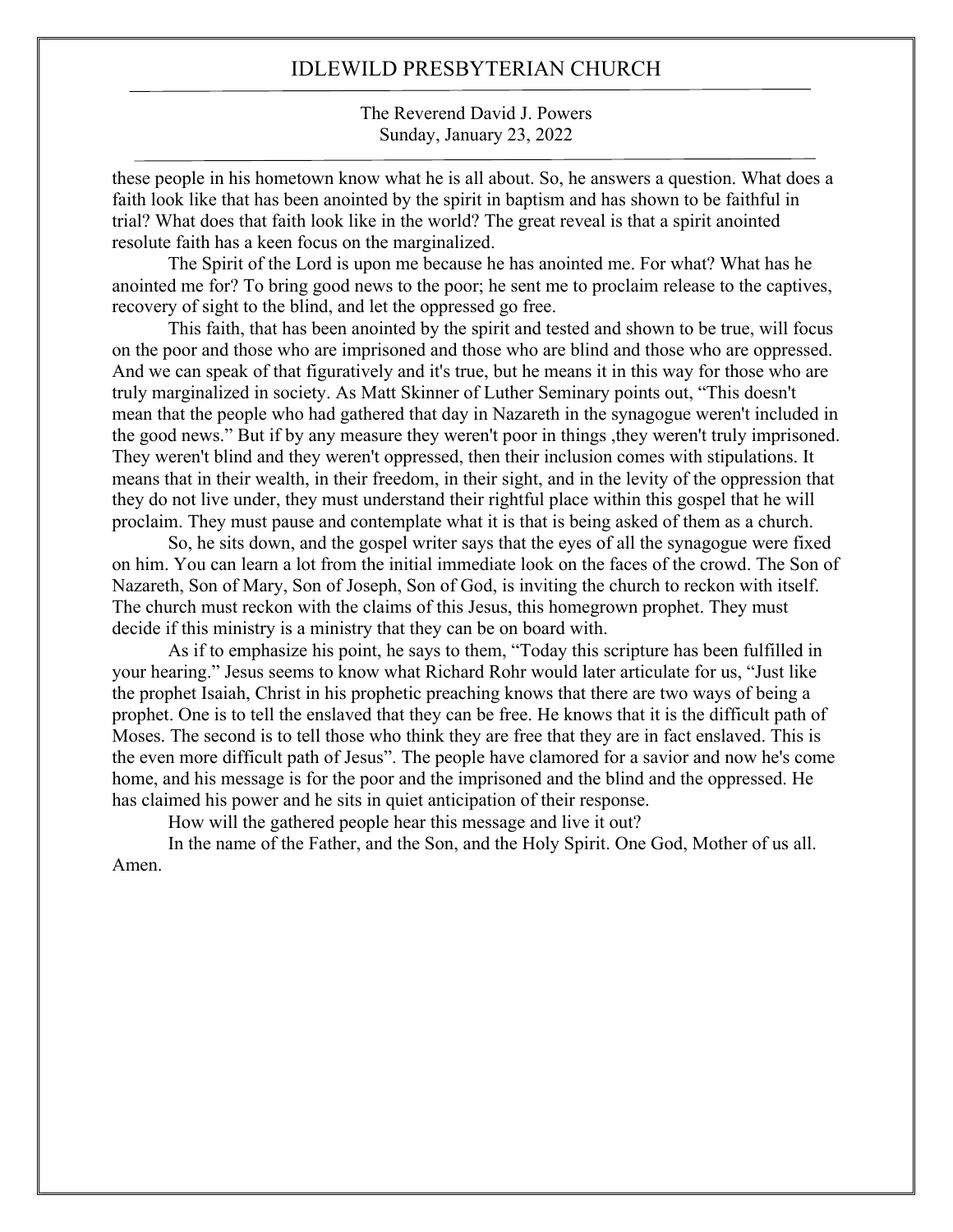these people in his hometown know what he is all about. So, he answers a question. What does a faith look like that has been anointed by the spirit in baptism and has shown to be faithful in trial? What does that faith look like in the world? The great reveal is that a spirit anointed resolute faith has a keen focus on the marginalized.

The Spirit of the Lord is upon me because he has anointed me. For what? What has he anointed me for? To bring good news to the poor; he sent me to proclaim release to the captives, recovery of sight to the blind, and let the oppressed go free.

This faith, that has been anointed by the spirit and tested and shown to be true, will focus on the poor and those who are imprisoned and those who are blind and those who are oppressed. And we can speak of that figuratively and it's true, but he means it in this way for those who are truly marginalized in society. As Matt Skinner of Luther Seminary points out, "This doesn't mean that the people who had gathered that day in Nazareth in the synagogue weren't included in the good news." But if by any measure they weren't poor in things ,they weren't truly imprisoned. They weren't blind and they weren't oppressed, then their inclusion comes with stipulations. It means that in their wealth, in their freedom, in their sight, and in the levity of the oppression that they do not live under, they must understand their rightful place within this gospel that he will proclaim. They must pause and contemplate what it is that is being asked of them as a church.

So, he sits down, and the gospel writer says that the eyes of all the synagogue were fixed on him. You can learn a lot from the initial immediate look on the faces of the crowd. The Son of Nazareth, Son of Mary, Son of Joseph, Son of God, is inviting the church to reckon with itself. The church must reckon with the claims of this Jesus, this homegrown prophet. They must decide if this ministry is a ministry that they can be on board with.

As if to emphasize his point, he says to them, "Today this scripture has been fulfilled in your hearing." Jesus seems to know what Richard Rohr would later articulate for us, "Just like the prophet Isaiah, Christ in his prophetic preaching knows that there are two ways of being a prophet. One is to tell the enslaved that they can be free. He knows that it is the difficult path of Moses. The second is to tell those who think they are free that they are in fact enslaved. This is the even more difficult path of Jesus". The people have clamored for a savior and now he's come home, and his message is for the poor and the imprisoned and the blind and the oppressed. He has claimed his power and he sits in quiet anticipation of their response.

How will the gathered people hear this message and live it out?

In the name of the Father, and the Son, and the Holy Spirit. One God, Mother of us all. Amen.